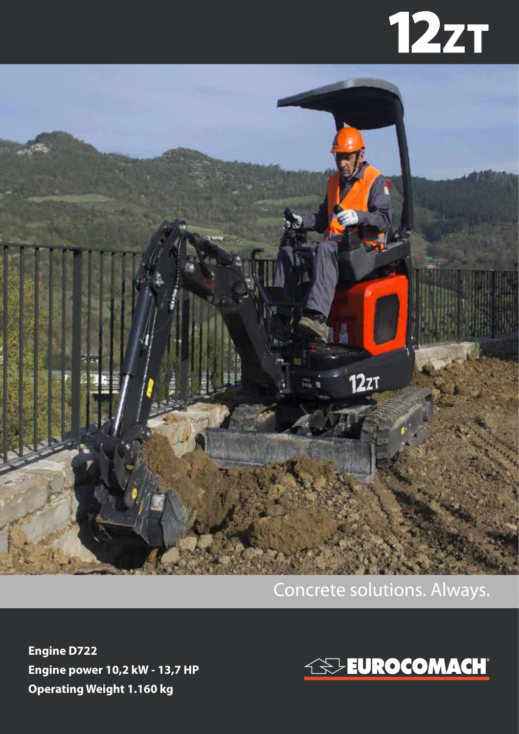# 12ZT

Concrete solutions. Always.

**Engine D722**
**Engine power 10,2 kW - 13,7 HP**
**Operating Weight 1.160 kg**

EUROCOMACH®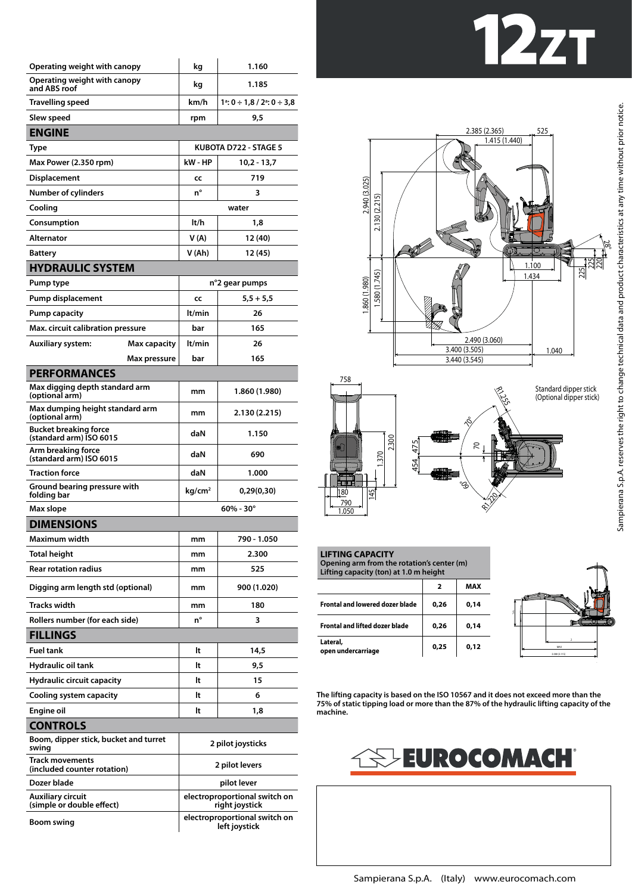# 12ZT

| | | |
|---|---|---|
| Operating weight with canopy | kg | 1.160 |
| Operating weight with canopy and ABS roof | kg | 1.185 |
| Travelling speed | km/h | 1ª: 0 ÷ 1,8 / 2ª: 0 ÷ 3,8 |
| Slew speed | rpm | 9,5 |

## ENGINE

| | | |
|---|---|---|
| Type | | KUBOTA D722 - STAGE 5 |
| Max Power (2.350 rpm) | kW - HP | 10,2 - 13,7 |
| Displacement | cc | 719 |
| Number of cylinders | n° | 3 |
| Cooling | | water |
| Consumption | lt/h | 1,8 |
| Alternator | V (A) | 12 (40) |
| Battery | V (Ah) | 12 (45) |

## HYDRAULIC SYSTEM

| | | |
|---|---|---|
| Pump type | | n°2 gear pumps |
| Pump displacement | cc | 5,5 + 5,5 |
| Pump capacity | lt/min | 26 |
| Max. circuit calibration pressure | bar | 165 |
| Auxiliary system: Max capacity | lt/min | 26 |
| Max pressure | bar | 165 |

## PERFORMANCES

| | | |
|---|---|---|
| Max digging depth standard arm (optional arm) | mm | 1.860 (1.980) |
| Max dumping height standard arm (optional arm) | mm | 2.130 (2.215) |
| Bucket breaking force (standard arm) ISO 6015 | daN | 1.150 |
| Arm breaking force (standard arm) ISO 6015 | daN | 690 |
| Traction force | daN | 1.000 |
| Ground bearing pressure with folding bar | kg/cm² | 0,29(0,30) |
| Max slope | | 60% - 30° |

## DIMENSIONS

| | | |
|---|---|---|
| Maximum width | mm | 790 - 1.050 |
| Total height | mm | 2.300 |
| Rear rotation radius | mm | 525 |
| Digging arm length std (optional) | mm | 900 (1.020) |
| Tracks width | mm | 180 |
| Rollers number (for each side) | n° | 3 |

## FILLINGS

| | | |
|---|---|---|
| Fuel tank | lt | 14,5 |
| Hydraulic oil tank | lt | 9,5 |
| Hydraulic circuit capacity | lt | 15 |
| Cooling system capacity | lt | 6 |
| Engine oil | lt | 1,8 |

## CONTROLS

| | |
|---|---|
| Boom, dipper stick, bucket and turret swing | 2 pilot joysticks |
| Track movements (included counter rotation) | 2 pilot levers |
| Dozer blade | pilot lever |
| Auxiliary circuit (simple or double effect) | electroproportional switch on right joystick |
| Boom swing | electroproportional switch on left joystick |

2.385 (2.365)
525
1.415 (1.440)
2.940 (3.025)
2.130 (2.215)
1.860 (1.980)
1.580 (1.745)
1.100
1.434
225
225
220
28°
2.490 (3.060)
3.400 (3.505)
3.440 (3.545)
1.040

758
2.300
1.370
180
790
1.050
145
454
475
70
70°
60°
R1.255
R1.220
Standard dipper stick
(Optional dipper stick)

## LIFTING CAPACITY

Opening arm from the rotation's center (m)
Lifting capacity (ton) at 1.0 m height

| | 2 | MAX |
|---|---|---|
| Frontal and lowered dozer blade | 0,26 | 0,14 |
| Frontal and lifted dozer blade | 0,26 | 0,14 |
| Lateral, open undercarriage | 0,25 | 0,12 |

The lifting capacity is based on the ISO 10567 and it does not exceed more than the 75% of static tipping load or more than the 87% of the hydraulic lifting capacity of the machine.

EUROCOMACH®

Sampierana S.p.A. reserves the right to change technical data and product characteristics at any time without prior notice.

Sampierana S.p.A. (Italy) www.eurocomach.com